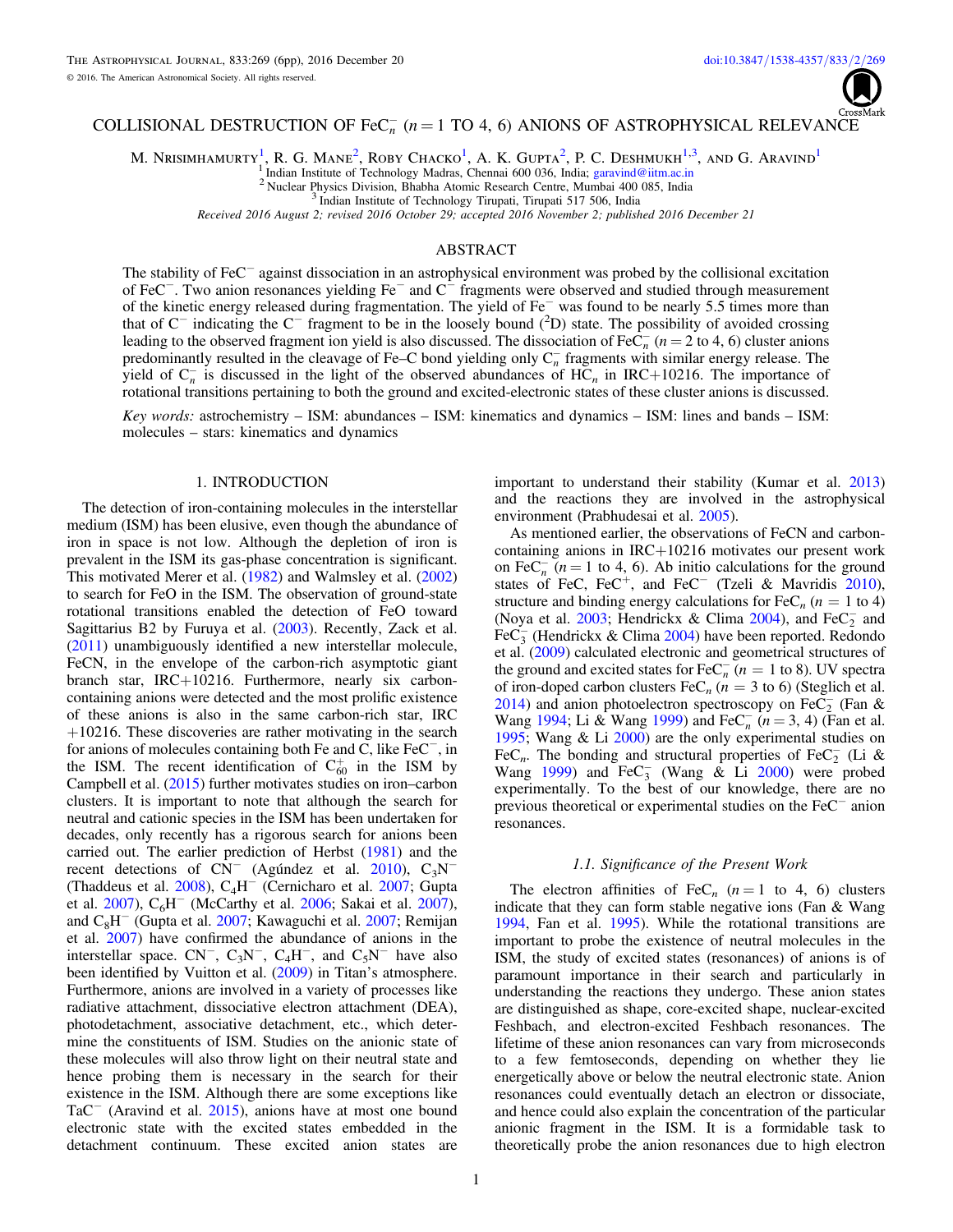# COLLISIONAL DESTRUCTION OF $FeC_n^-$ ($n = 1$ TO 4, 6) ANIONS OF ASTROPHYSICAL RELEVANCE

M. Nrisimhamurty[1], R. G. Mane[2], Roby Chacko[1], A. K. Gupta[2], P. C. Deshmukh[1,3], and G. Aravind[1]

[1] Indian Institute of Technology Madras, Chennai 600 036, India; garavind@iitm.ac.in
[2] Nuclear Physics Division, Bhabha Atomic Research Centre, Mumbai 400 085, India
[3] Indian Institute of Technology Tirupati, Tirupati 517 506, India

*Received 2016 August 2; revised 2016 October 29; accepted 2016 November 2; published 2016 December 21*

## ABSTRACT

The stability of $FeC^-$ against dissociation in an astrophysical environment was probed by the collisional excitation of $FeC^-$. Two anion resonances yielding $Fe^-$ and $C^-$ fragments were observed and studied through measurement of the kinetic energy released during fragmentation. The yield of $Fe^-$ was found to be nearly 5.5 times more than that of $C^-$ indicating the $C^-$ fragment to be in the loosely bound ($^2D$) state. The possibility of avoided crossing leading to the observed fragment ion yield is also discussed. The dissociation of $FeC_n^-$ ($n = 2$ to 4, 6) cluster anions predominantly resulted in the cleavage of Fe–C bond yielding only $C_n^-$ fragments with similar energy release. The yield of $C_n^-$ is discussed in the light of the observed abundances of $HC_n$ in IRC+10216. The importance of rotational transitions pertaining to both the ground and excited-electronic states of these cluster anions is discussed.

*Key words:* astrochemistry – ISM: abundances – ISM: kinematics and dynamics – ISM: lines and bands – ISM: molecules – stars: kinematics and dynamics

## 1. INTRODUCTION

The detection of iron-containing molecules in the interstellar medium (ISM) has been elusive, even though the abundance of iron in space is not low. Although the depletion of iron is prevalent in the ISM its gas-phase concentration is significant. This motivated Merer et al. (1982) and Walmsley et al. (2002) to search for FeO in the ISM. The observation of ground-state rotational transitions enabled the detection of FeO toward Sagittarius B2 by Furuya et al. (2003). Recently, Zack et al. (2011) unambiguously identified a new interstellar molecule, FeCN, in the envelope of the carbon-rich asymptotic giant branch star, IRC+10216. Furthermore, nearly six carbon-containing anions were detected and the most prolific existence of these anions is also in the same carbon-rich star, IRC +10216. These discoveries are rather motivating in the search for anions of molecules containing both Fe and C, like $FeC^-$, in the ISM. The recent identification of $C_{60}^+$ in the ISM by Campbell et al. (2015) further motivates studies on iron–carbon clusters. It is important to note that although the search for neutral and cationic species in the ISM has been undertaken for decades, only recently has a rigorous search for anions been carried out. The earlier prediction of Herbst (1981) and the recent detections of $CN^-$ (Agúndez et al. 2010), $C_3N^-$ (Thaddeus et al. 2008), $C_4H^-$ (Cernicharo et al. 2007; Gupta et al. 2007), $C_6H^-$ (McCarthy et al. 2006; Sakai et al. 2007), and $C_8H^-$ (Gupta et al. 2007; Kawaguchi et al. 2007; Remijan et al. 2007) have confirmed the abundance of anions in the interstellar space. $CN^-$, $C_3N^-$, $C_4H^-$, and $C_5N^-$ have also been identified by Vuitton et al. (2009) in Titan's atmosphere. Furthermore, anions are involved in a variety of processes like radiative attachment, dissociative electron attachment (DEA), photodetachment, associative detachment, etc., which determine the constituents of ISM. Studies on the anionic state of these molecules will also throw light on their neutral state and hence probing them is necessary in the search for their existence in the ISM. Although there are some exceptions like $TaC^-$ (Aravind et al. 2015), anions have at most one bound electronic state with the excited states embedded in the detachment continuum. These excited anion states are important to understand their stability (Kumar et al. 2013) and the reactions they are involved in the astrophysical environment (Prabhudesai et al. 2005).

As mentioned earlier, the observations of FeCN and carbon-containing anions in IRC+10216 motivates our present work on $FeC_n^-$ ($n = 1$ to 4, 6). Ab initio calculations for the ground states of FeC, $FeC^+$, and $FeC^-$ (Tzeli & Mavridis 2010), structure and binding energy calculations for $FeC_n$ ($n = 1$ to 4) (Noya et al. 2003; Hendrickx & Clima 2004), and $FeC_2^-$ and $FeC_3^-$ (Hendrickx & Clima 2004) have been reported. Redondo et al. (2009) calculated electronic and geometrical structures of the ground and excited states for $FeC_n^-$ ($n = 1$ to 8). UV spectra of iron-doped carbon clusters $FeC_n$ ($n = 3$ to 6) (Steglich et al. 2014) and anion photoelectron spectroscopy on $FeC_2^-$ (Fan & Wang 1994; Li & Wang 1999) and $FeC_n^-$ ($n = 3$, 4) (Fan et al. 1995; Wang & Li 2000) are the only experimental studies on $FeC_n$. The bonding and structural properties of $FeC_2^-$ (Li & Wang 1999) and $FeC_3^-$ (Wang & Li 2000) were probed experimentally. To the best of our knowledge, there are no previous theoretical or experimental studies on the $FeC^-$ anion resonances.

### 1.1. Significance of the Present Work

The electron affinities of $FeC_n$ ($n = 1$ to 4, 6) clusters indicate that they can form stable negative ions (Fan & Wang 1994, Fan et al. 1995). While the rotational transitions are important to probe the existence of neutral molecules in the ISM, the study of excited states (resonances) of anions is of paramount importance in their search and particularly in understanding the reactions they undergo. These anion states are distinguished as shape, core-excited shape, nuclear-excited Feshbach, and electron-excited Feshbach resonances. The lifetime of these anion resonances can vary from microseconds to a few femtoseconds, depending on whether they lie energetically above or below the neutral electronic state. Anion resonances could eventually detach an electron or dissociate, and hence could also explain the concentration of the particular anionic fragment in the ISM. It is a formidable task to theoretically probe the anion resonances due to high electron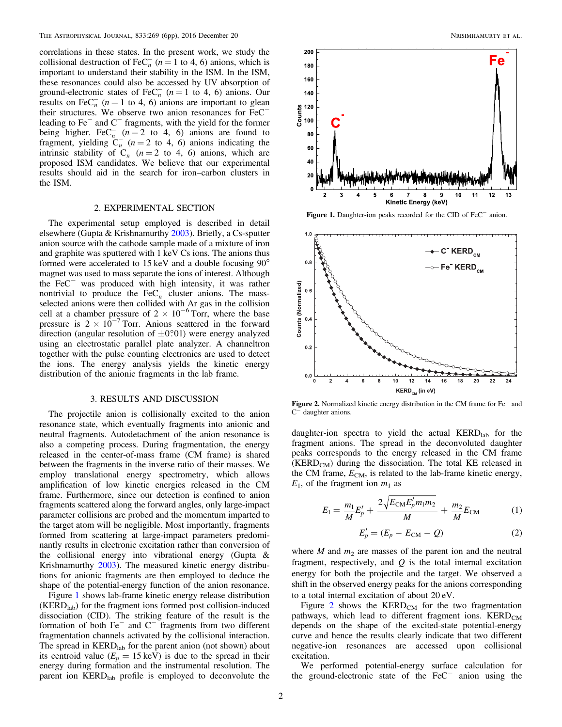correlations in these states. In the present work, we study the collisional destruction of $FeC_n^-$ ($n = 1$ to 4, 6) anions, which is important to understand their stability in the ISM. In the ISM, these resonances could also be accessed by UV absorption of ground-electronic states of $FeC_n^-$ ($n = 1$ to 4, 6) anions. Our results on $FeC_n^-$ ($n = 1$ to 4, 6) anions are important to glean their structures. We observe two anion resonances for $FeC^-$ leading to $Fe^-$ and $C^-$ fragments, with the yield for the former being higher. $FeC_n^-$ ($n = 2$ to 4, 6) anions are found to fragment, yielding $C_n^-$ ($n = 2$ to 4, 6) anions indicating the intrinsic stability of $C_n^-$ ($n = 2$ to 4, 6) anions, which are proposed ISM candidates. We believe that our experimental results should aid in the search for iron–carbon clusters in the ISM.

## 2. EXPERIMENTAL SECTION

The experimental setup employed is described in detail elsewhere (Gupta & Krishnamurthy 2003). Briefly, a Cs-sputter anion source with the cathode sample made of a mixture of iron and graphite was sputtered with 1 keV Cs ions. The anions thus formed were accelerated to 15 keV and a double focusing 90° magnet was used to mass separate the ions of interest. Although the $FeC^-$ was produced with high intensity, it was rather nontrivial to produce the $FeC_n^-$ cluster anions. The mass-selected anions were then collided with Ar gas in the collision cell at a chamber pressure of $2 \times 10^{-6}$ Torr, where the base pressure is $2 \times 10^{-7}$ Torr. Anions scattered in the forward direction (angular resolution of ±0°01) were energy analyzed using an electrostatic parallel plate analyzer. A channeltron together with the pulse counting electronics are used to detect the ions. The energy analysis yields the kinetic energy distribution of the anionic fragments in the lab frame.

## 3. RESULTS AND DISCUSSION

The projectile anion is collisionally excited to the anion resonance state, which eventually fragments into anionic and neutral fragments. Autodetachment of the anion resonance is also a competing process. During fragmentation, the energy released in the center-of-mass frame (CM frame) is shared between the fragments in the inverse ratio of their masses. We employ translational energy spectrometry, which allows amplification of low kinetic energies released in the CM frame. Furthermore, since our detection is confined to anion fragments scattered along the forward angles, only large-impact parameter collisions are probed and the momentum imparted to the target atom will be negligible. Most importantly, fragments formed from scattering at large-impact parameters predominantly results in electronic excitation rather than conversion of the collisional energy into vibrational energy (Gupta & Krishnamurthy 2003). The measured kinetic energy distributions for anionic fragments are then employed to deduce the shape of the potential-energy function of the anion resonance.

Figure 1 shows lab-frame kinetic energy release distribution ($KERD_{lab}$) for the fragment ions formed post collision-induced dissociation (CID). The striking feature of the result is the formation of both $Fe^-$ and $C^-$ fragments from two different fragmentation channels activated by the collisional interaction. The spread in $KERD_{lab}$ for the parent anion (not shown) about its centroid value ($E_p = 15$ keV) is due to the spread in their energy during formation and the instrumental resolution. The parent ion $KERD_{lab}$ profile is employed to deconvolute the daughter-ion spectra to yield the actual $KERD_{lab}$ for the fragment anions. The spread in the deconvoluted daughter peaks corresponds to the energy released in the CM frame ($KERD_{CM}$) during the dissociation. The total KE released in the CM frame, $E_{CM}$, is related to the lab-frame kinetic energy, $E_1$, of the fragment ion $m_1$ as

Figure 1. Daughter-ion peaks recorded for the CID of $FeC^-$ anion.

Figure 2. Normalized kinetic energy distribution in the CM frame for $Fe^-$ and $C^-$ daughter anions.

$$E_1 = \frac{m_1}{M}E_p' + \frac{2\sqrt{E_{CM}E_p'm_1m_2}}{M} + \frac{m_2}{M}E_{CM} \quad (1)$$

$$E_p' = (E_p - E_{CM} - Q) \quad (2)$$

where $M$ and $m_2$ are masses of the parent ion and the neutral fragment, respectively, and $Q$ is the total internal excitation energy for both the projectile and the target. We observed a shift in the observed energy peaks for the anions corresponding to a total internal excitation of about 20 eV.

Figure 2 shows the $KERD_{CM}$ for the two fragmentation pathways, which lead to different fragment ions. $KERD_{CM}$ depends on the shape of the excited-state potential-energy curve and hence the results clearly indicate that two different negative-ion resonances are accessed upon collisional excitation.

We performed potential-energy surface calculation for the ground-electronic state of the $FeC^-$ anion using the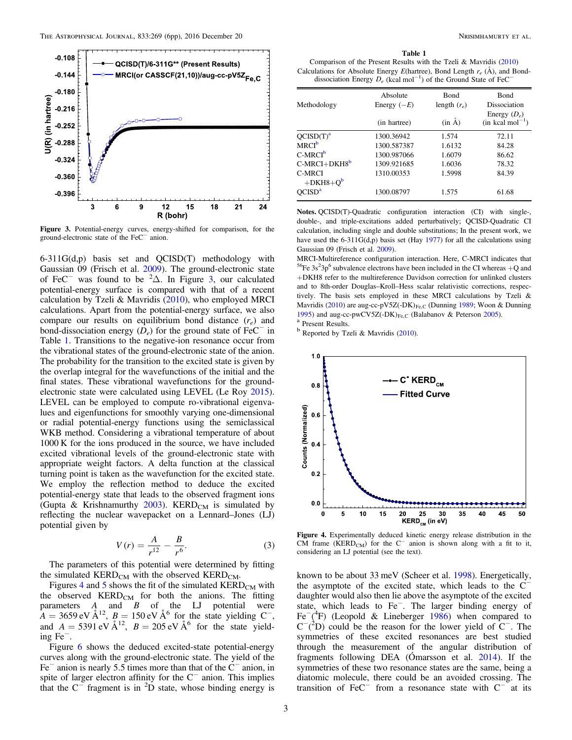Figure 3. Potential-energy curves, energy-shifted for comparison, for the ground-electronic state of the $FeC^-$ anion.

6-311G(d,p) basis set and QCISD(T) methodology with Gaussian 09 (Frisch et al. 2009). The ground-electronic state of $FeC^-$ was found to be $^2\Delta$. In Figure 3, our calculated potential-energy surface is compared with that of a recent calculation by Tzeli & Mavridis (2010), who employed MRCI calculations. Apart from the potential-energy surface, we also compare our results on equilibrium bond distance ($r_e$) and bond-dissociation energy ($D_e$) for the ground state of $FeC^-$ in Table 1. Transitions to the negative-ion resonance occur from the vibrational states of the ground-electronic state of the anion. The probability for the transition to the excited state is given by the overlap integral for the wavefunctions of the initial and the final states. These vibrational wavefunctions for the ground-electronic state were calculated using LEVEL (Le Roy 2015). LEVEL can be employed to compute ro-vibrational eigenvalues and eigenfunctions for smoothly varying one-dimensional or radial potential-energy functions using the semiclassical WKB method. Considering a vibrational temperature of about 1000 K for the ions produced in the source, we have included excited vibrational levels of the ground-electronic state with appropriate weight factors. A delta function at the classical turning point is taken as the wavefunction for the excited state. We employ the reflection method to deduce the excited potential-energy state that leads to the observed fragment ions (Gupta & Krishnamurthy 2003). $KERD_{CM}$ is simulated by reflecting the nuclear wavepacket on a Lennard–Jones (LJ) potential given by

$$V(r) = \frac{A}{r^{12}} - \frac{B}{r^6}. \quad (3)$$

The parameters of this potential were determined by fitting the simulated $KERD_{CM}$ with the observed $KERD_{CM}$.

Figures 4 and 5 shows the fit of the simulated $KERD_{CM}$ with the observed $KERD_{CM}$ for both the anions. The fitting parameters $A$ and $B$ of the LJ potential were $A = 3659$ eV Å$^{12}$, $B = 150$ eV Å$^6$ for the state yielding $C^-$, and $A = 5391$ eV Å$^{12}$, $B = 205$ eV Å$^6$ for the state yielding $Fe^-$.

Figure 6 shows the deduced excited-state potential-energy curves along with the ground-electronic state. The yield of the $Fe^-$ anion is nearly 5.5 times more than that of the $C^-$ anion, in spite of larger electron affinity for the $C^-$ anion. This implies that the $C^-$ fragment is in $^2D$ state, whose binding energy is

**Table 1**
Comparison of the Present Results with the Tzeli & Mavridis (2010) Calculations for Absolute Energy $E$(hartree), Bond Length $r_e$ (Å), and Bond-dissociation Energy $D_e$ (kcal mol$^{-1}$) of the Ground State of $FeC^-$

| Methodology | Absolute Energy ($-E$) (in hartree) | Bond length ($r_e$) (in Å) | Bond Dissociation Energy ($D_e$) (in kcal mol$^{-1}$) |
|---|---|---|---|
| QCISD(T)[a] | 1300.36942 | 1.574 | 72.11 |
| MRCI[b] | 1300.587387 | 1.6132 | 84.28 |
| C-MRCI[b] | 1300.987066 | 1.6079 | 86.62 |
| C-MRCI+DKH8[b] | 1309.921685 | 1.6036 | 78.32 |
| C-MRCI +DKH8+Q[b] | 1310.00353 | 1.5998 | 84.39 |
| QCISD[a] | 1300.08797 | 1.575 | 61.68 |

**Notes.** QCISD(T)-Quadratic configuration interaction (CI) with single-, double-, and triple-excitations added perturbatively; QCISD-Quadratic CI calculation, including single and double substitutions; In the present work, we have used the 6-311G(d,p) basis set (Hay 1977) for all the calculations using Gaussian 09 (Frisch et al. 2009).

MRCI-Multireference configuration interaction. Here, C-MRCI indicates that $^{56}$Fe $3s^23p^6$ subvalence electrons have been included in the CI whereas +Q and +DKH8 refer to the multireference Davidson correction for unlinked clusters and to 8th-order Douglas–Kroll–Hess scalar relativistic corrections, respectively. The basis sets employed in these MRCI calculations by Tzeli & Mavridis (2010) are aug-cc-pV5Z(-DK)$_{Fe,C}$ (Dunning 1989; Woon & Dunning 1995) and aug-cc-pwCV5Z(-DK)$_{Fe,C}$ (Balabanov & Peterson 2005).

[a] Present Results.

[b] Reported by Tzeli & Mavridis (2010).

Figure 4. Experimentally deduced kinetic energy release distribution in the CM frame ($KERD_{CM}$) for the $C^-$ anion is shown along with a fit to it, considering an LJ potential (see the text).

known to be about 33 meV (Scheer et al. 1998). Energetically, the asymptote of the excited state, which leads to the $C^-$ daughter would also then lie above the asymptote of the excited state, which leads to $Fe^-$. The larger binding energy of $Fe^-(^4F)$ (Leopold & Lineberger 1986) when compared to $C^-(^2D)$ could be the reason for the lower yield of $C^-$. The symmetries of these excited resonances are best studied through the measurement of the angular distribution of fragments following DEA (Ómarsson et al. 2014). If the symmetries of these two resonance states are the same, being a diatomic molecule, there could be an avoided crossing. The transition of $FeC^-$ from a resonance state with $C^-$ at its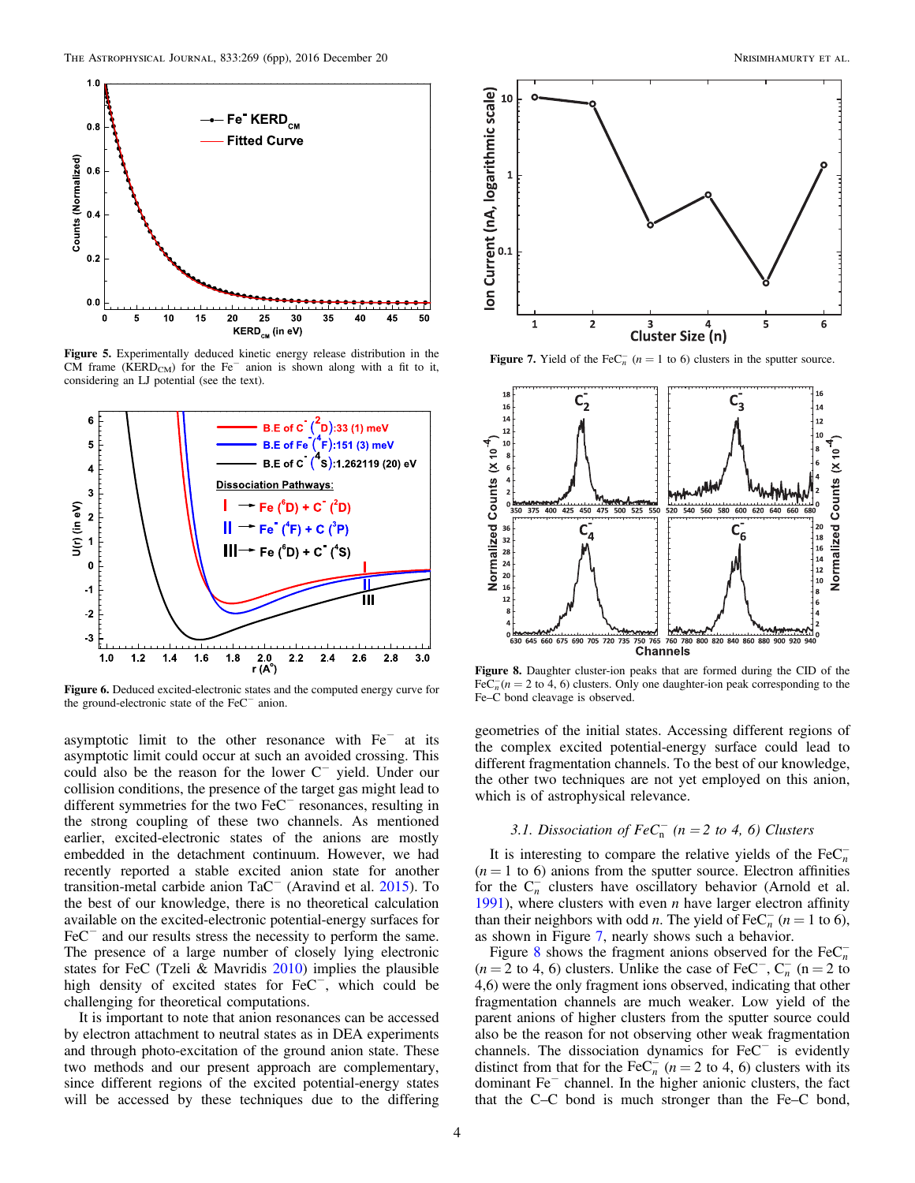Figure 5. Experimentally deduced kinetic energy release distribution in the CM frame ($KERD_{CM}$) for the $Fe^-$ anion is shown along with a fit to it, considering an LJ potential (see the text).

Figure 6. Deduced excited-electronic states and the computed energy curve for the ground-electronic state of the $FeC^-$ anion.

asymptotic limit to the other resonance with $Fe^-$ at its asymptotic limit could occur at such an avoided crossing. This could also be the reason for the lower $C^-$ yield. Under our collision conditions, the presence of the target gas might lead to different symmetries for the two $FeC^-$ resonances, resulting in the strong coupling of these two channels. As mentioned earlier, excited-electronic states of the anions are mostly embedded in the detachment continuum. However, we had recently reported a stable excited anion state for another transition-metal carbide anion $TaC^-$ (Aravind et al. 2015). To the best of our knowledge, there is no theoretical calculation available on the excited-electronic potential-energy surfaces for $FeC^-$ and our results stress the necessity to perform the same. The presence of a large number of closely lying electronic states for FeC (Tzeli & Mavridis 2010) implies the plausible high density of excited states for $FeC^-$, which could be challenging for theoretical computations.

It is important to note that anion resonances can be accessed by electron attachment to neutral states as in DEA experiments and through photo-excitation of the ground anion state. These two methods and our present approach are complementary, since different regions of the excited potential-energy states will be accessed by these techniques due to the differing geometries of the initial states. Accessing different regions of the complex excited potential-energy surface could lead to different fragmentation channels. To the best of our knowledge, the other two techniques are not yet employed on this anion, which is of astrophysical relevance.

Figure 7. Yield of the $FeC_n^-$ ($n = 1$ to 6) clusters in the sputter source.

Figure 8. Daughter cluster-ion peaks that are formed during the CID of the $FeC_n^-$($n = 2$ to 4, 6) clusters. Only one daughter-ion peak corresponding to the Fe–C bond cleavage is observed.

### 3.1. Dissociation of $FeC_n^-$ ($n = 2$ to 4, 6) Clusters

It is interesting to compare the relative yields of the $FeC_n^-$ ($n = 1$ to 6) anions from the sputter source. Electron affinities for the $C_n^-$ clusters have oscillatory behavior (Arnold et al. 1991), where clusters with even $n$ have larger electron affinity than their neighbors with odd $n$. The yield of $FeC_n^-$ ($n = 1$ to 6), as shown in Figure 7, nearly shows such a behavior.

Figure 8 shows the fragment anions observed for the $FeC_n^-$ ($n = 2$ to 4, 6) clusters. Unlike the case of $FeC^-$, $C_n^-$ (n = 2 to 4,6) were the only fragment ions observed, indicating that other fragmentation channels are much weaker. Low yield of the parent anions of higher clusters from the sputter source could also be the reason for not observing other weak fragmentation channels. The dissociation dynamics for $FeC^-$ is evidently distinct from that for the $FeC_n^-$ ($n = 2$ to 4, 6) clusters with its dominant $Fe^-$ channel. In the higher anionic clusters, the fact that the C–C bond is much stronger than the Fe–C bond,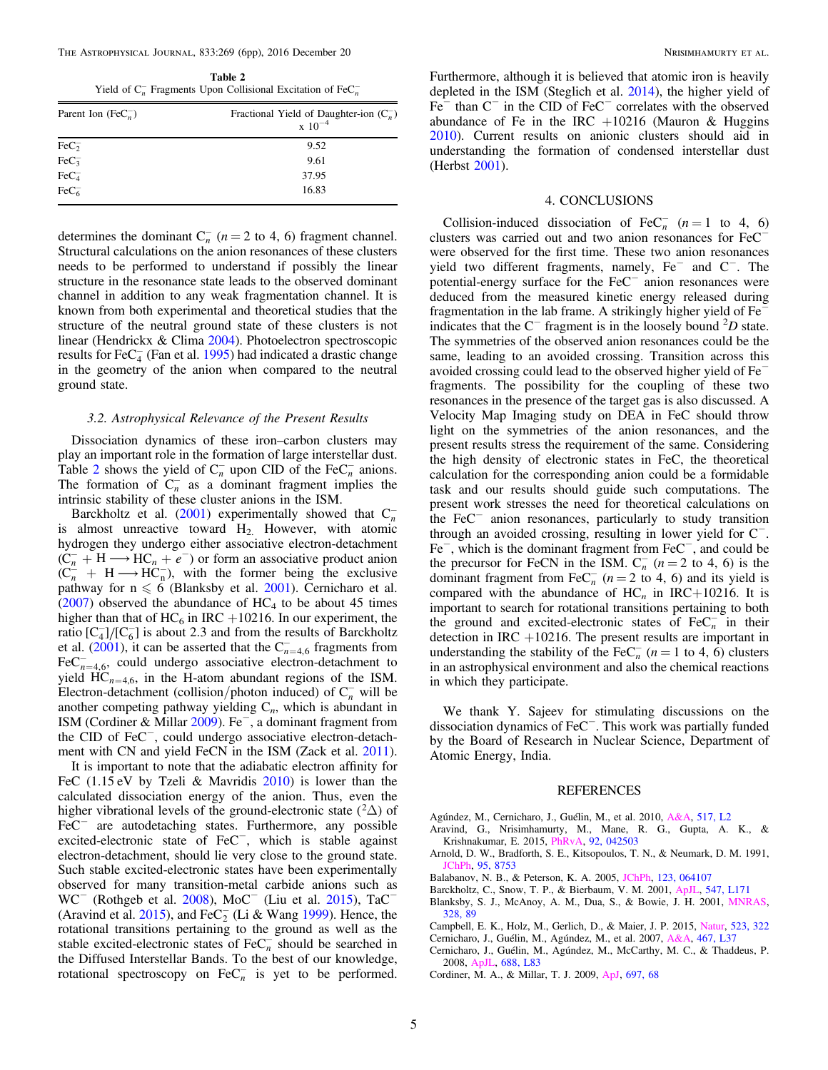**Table 2**
Yield of $C_n^-$ Fragments Upon Collisional Excitation of $FeC_n^-$

| Parent Ion ($FeC_n^-$) | Fractional Yield of Daughter-ion ($C_n^-$) x $10^{-4}$ |
|---|---|
| $FeC_2^-$ | 9.52 |
| $FeC_3^-$ | 9.61 |
| $FeC_4^-$ | 37.95 |
| $FeC_6^-$ | 16.83 |

determines the dominant $C_n^-$ ($n = 2$ to 4, 6) fragment channel. Structural calculations on the anion resonances of these clusters needs to be performed to understand if possibly the linear structure in the resonance state leads to the observed dominant channel in addition to any weak fragmentation channel. It is known from both experimental and theoretical studies that the structure of the neutral ground state of these clusters is not linear (Hendrickx & Clima 2004). Photoelectron spectroscopic results for $FeC_4^-$ (Fan et al. 1995) had indicated a drastic change in the geometry of the anion when compared to the neutral ground state.

### 3.2. Astrophysical Relevance of the Present Results

Dissociation dynamics of these iron–carbon clusters may play an important role in the formation of large interstellar dust. Table 2 shows the yield of $C_n^-$ upon CID of the $FeC_n^-$ anions. The formation of $C_n^-$ as a dominant fragment implies the intrinsic stability of these cluster anions in the ISM.

Barckholtz et al. (2001) experimentally showed that $C_n^-$ is almost unreactive toward $H_2$. However, with atomic hydrogen they undergo either associative electron-detachment ($C_n^- + H \longrightarrow HC_n + e^-$) or form an associative product anion ($C_n^- + H \longrightarrow HC_n^-$), with the former being the exclusive pathway for $n \leqslant 6$ (Blanksby et al. 2001). Cernicharo et al. (2007) observed the abundance of $HC_4$ to be about 45 times higher than that of $HC_6$ in IRC +10216. In our experiment, the ratio $[C_4^-]/[C_6^-]$ is about 2.3 and from the results of Barckholtz et al. (2001), it can be asserted that the $C_{n=4,6}^-$ fragments from $FeC_{n=4,6}^-$, could undergo associative electron-detachment to yield $HC_{n=4,6}$, in the H-atom abundant regions of the ISM. Electron-detachment (collision/photon induced) of $C_n^-$ will be another competing pathway yielding $C_n$, which is abundant in ISM (Cordiner & Millar 2009). $Fe^-$, a dominant fragment from the CID of $FeC^-$, could undergo associative electron-detachment with CN and yield FeCN in the ISM (Zack et al. 2011).

It is important to note that the adiabatic electron affinity for FeC (1.15 eV by Tzeli & Mavridis 2010) is lower than the calculated dissociation energy of the anion. Thus, even the higher vibrational levels of the ground-electronic state ($^2\Delta$) of $FeC^-$ are autodetaching states. Furthermore, any possible excited-electronic state of $FeC^-$, which is stable against electron-detachment, should lie very close to the ground state. Such stable excited-electronic states have been experimentally observed for many transition-metal carbide anions such as $WC^-$ (Rothgeb et al. 2008), $MoC^-$ (Liu et al. 2015), $TaC^-$ (Aravind et al. 2015), and $FeC_2^-$ (Li & Wang 1999). Hence, the rotational transitions pertaining to the ground as well as the stable excited-electronic states of $FeC_n^-$ should be searched in the Diffused Interstellar Bands. To the best of our knowledge, rotational spectroscopy on $FeC_n^-$ is yet to be performed. Furthermore, although it is believed that atomic iron is heavily depleted in the ISM (Steglich et al. 2014), the higher yield of $Fe^-$ than $C^-$ in the CID of $FeC^-$ correlates with the observed abundance of Fe in the IRC +10216 (Mauron & Huggins 2010). Current results on anionic clusters should aid in understanding the formation of condensed interstellar dust (Herbst 2001).

## 4. CONCLUSIONS

Collision-induced dissociation of $FeC_n^-$ ($n = 1$ to 4, 6) clusters was carried out and two anion resonances for $FeC^-$ were observed for the first time. These two anion resonances yield two different fragments, namely, $Fe^-$ and $C^-$. The potential-energy surface for the $FeC^-$ anion resonances were deduced from the measured kinetic energy released during fragmentation in the lab frame. A strikingly higher yield of $Fe^-$ indicates that the $C^-$ fragment is in the loosely bound $^2D$ state. The symmetries of the observed anion resonances could be the same, leading to an avoided crossing. Transition across this avoided crossing could lead to the observed higher yield of $Fe^-$ fragments. The possibility for the coupling of these two resonances in the presence of the target gas is also discussed. A Velocity Map Imaging study on DEA in FeC should throw light on the symmetries of the anion resonances, and the present results stress the requirement of the same. Considering the high density of electronic states in FeC, the theoretical calculation for the corresponding anion could be a formidable task and our results should guide such computations. The present work stresses the need for theoretical calculations on the $FeC^-$ anion resonances, particularly to study transition through an avoided crossing, resulting in lower yield for $C^-$. $Fe^-$, which is the dominant fragment from $FeC^-$, and could be the precursor for FeCN in the ISM. $C_n^-$ ($n = 2$ to 4, 6) is the dominant fragment from $FeC_n^-$ ($n = 2$ to 4, 6) and its yield is compared with the abundance of $HC_n$ in IRC+10216. It is important to search for rotational transitions pertaining to both the ground and excited-electronic states of $FeC_n^-$ in their detection in IRC +10216. The present results are important in understanding the stability of the $FeC_n^-$ ($n = 1$ to 4, 6) clusters in an astrophysical environment and also the chemical reactions in which they participate.

We thank Y. Sajeev for stimulating discussions on the dissociation dynamics of $FeC^-$. This work was partially funded by the Board of Research in Nuclear Science, Department of Atomic Energy, India.

## REFERENCES

Agúndez, M., Cernicharo, J., Guélin, M., et al. 2010, A&A, 517, L2
Aravind, G., Nrisimhamurty, M., Mane, R. G., Gupta, A. K., & Krishnakumar, E. 2015, PhRvA, 92, 042503
Arnold, D. W., Bradforth, S. E., Kitsopoulos, T. N., & Neumark, D. M. 1991, JChPh, 95, 8753
Balabanov, N. B., & Peterson, K. A. 2005, JChPh, 123, 064107
Barckholtz, C., Snow, T. P., & Bierbaum, V. M. 2001, ApJL, 547, L171
Blanksby, S. J., McAnoy, A. M., Dua, S., & Bowie, J. H. 2001, MNRAS, 328, 89
Campbell, E. K., Holz, M., Gerlich, D., & Maier, J. P. 2015, Natur, 523, 322
Cernicharo, J., Guélin, M., Agúndez, M., et al. 2007, A&A, 467, L37
Cernicharo, J., Guélin, M., Agúndez, M., McCarthy, M. C., & Thaddeus, P. 2008, ApJL, 688, L83
Cordiner, M. A., & Millar, T. J. 2009, ApJ, 697, 68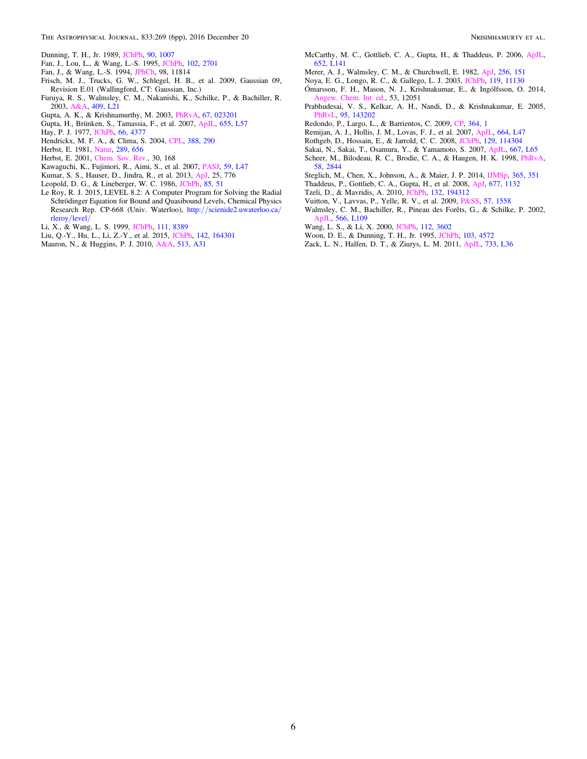Dunning, T. H., Jr. 1989, JChPh, 90, 1007

Fan, J., Lou, L., & Wang, L.-S. 1995, JChPh, 102, 2701

Fan, J., & Wang, L.-S. 1994, JPhCh, 98, 11814

Frisch, M. J., Trucks, G. W., Schlegel, H. B., et al. 2009, Gaussian 09, Revision E.01 (Wallingford, CT: Gaussian, Inc.)

Furuya, R. S., Walmsley, C. M., Nakanishi, K., Schilke, P., & Bachiller, R. 2003, A&A, 409, L21

Gupta, A. K., & Krishnamurthy, M. 2003, PhRvA, 67, 023201

Gupta, H., Brünken, S., Tamassia, F., et al. 2007, ApJL, 655, L57

Hay, P. J. 1977, JChPh, 66, 4377

Hendrickx, M. F. A., & Clima, S. 2004, CPL, 388, 290

Herbst, E. 1981, Natur, 289, 656

Herbst, E. 2001, Chem. Soc. Rev., 30, 168

Kawaguchi, K., Fujimori, R., Aimi, S., et al. 2007, PASJ, 59, L47

Kumar, S. S., Hauser, D., Jindra, R., et al. 2013, ApJ, 25, 776

Leopold, D. G., & Lineberger, W. C. 1986, JChPh, 85, 51

Le Roy, R. J. 2015, LEVEL 8.2: A Computer Program for Solving the Radial Schrödinger Equation for Bound and Quasibound Levels, Chemical Physics Research Rep. CP-668 (Univ. Waterloo), http://scienide2.uwaterloo.ca/rleroy/level/

Li, X., & Wang, L. S. 1999, JChPh, 111, 8389

Liu, Q.-Y., Hu, L., Li, Z.-Y., et al. 2015, JChPh, 142, 164301

Mauron, N., & Huggins, P. J. 2010, A&A, 513, A31

McCarthy, M. C., Gottlieb, C. A., Gupta, H., & Thaddeus, P. 2006, ApJL, 652, L141

Merer, A. J., Walmsley, C. M., & Churchwell, E. 1982, ApJ, 256, 151

Noya, E. G., Longo, R. C., & Gallego, L. J. 2003, JChPh, 119, 11130

Ómarsson, F. H., Mason, N. J., Krishnakumar, E., & Ingólfsson, O. 2014, Angew. Chem. Int. ed., 53, 12051

Prabhudesai, V. S., Kelkar, A. H., Nandi, D., & Krishnakumar, E. 2005, PhRvL, 95, 143202

Redondo, P., Largo, L., & Barrientos, C. 2009, CP, 364, 1

Remijan, A. J., Hollis, J. M., Lovas, F. J., et al. 2007, ApJL, 664, L47

Rothgeb, D., Hossain, E., & Jarrold, C. C. 2008, JChPh, 129, 114304

Sakai, N., Sakai, T., Osamura, Y., & Yamamoto, S. 2007, ApJL, 667, L65

Scheer, M., Bilodeau, R. C., Brodie, C. A., & Haugen, H. K. 1998, PhRvA, 58, 2844

Steglich, M., Chen, X., Johnson, A., & Maier, J. P. 2014, IJMSp, 365, 351

Thaddeus, P., Gottlieb, C. A., Gupta, H., et al. 2008, ApJ, 677, 1132

Tzeli, D., & Mavridis, A. 2010, JChPh, 132, 194312

Vuitton, V., Lavvas, P., Yelle, R. V., et al. 2009, P&SS, 57, 1558

Walmsley, C. M., Bachiller, R., Pineau des Forêts, G., & Schilke, P. 2002, ApJL, 566, L109

Wang, L. S., & Li, X. 2000, JChPh, 112, 3602

Woon, D. E., & Dunning, T. H., Jr. 1995, JChPh, 103, 4572

Zack, L. N., Halfen, D. T., & Ziurys, L. M. 2011, ApJL, 733, L36